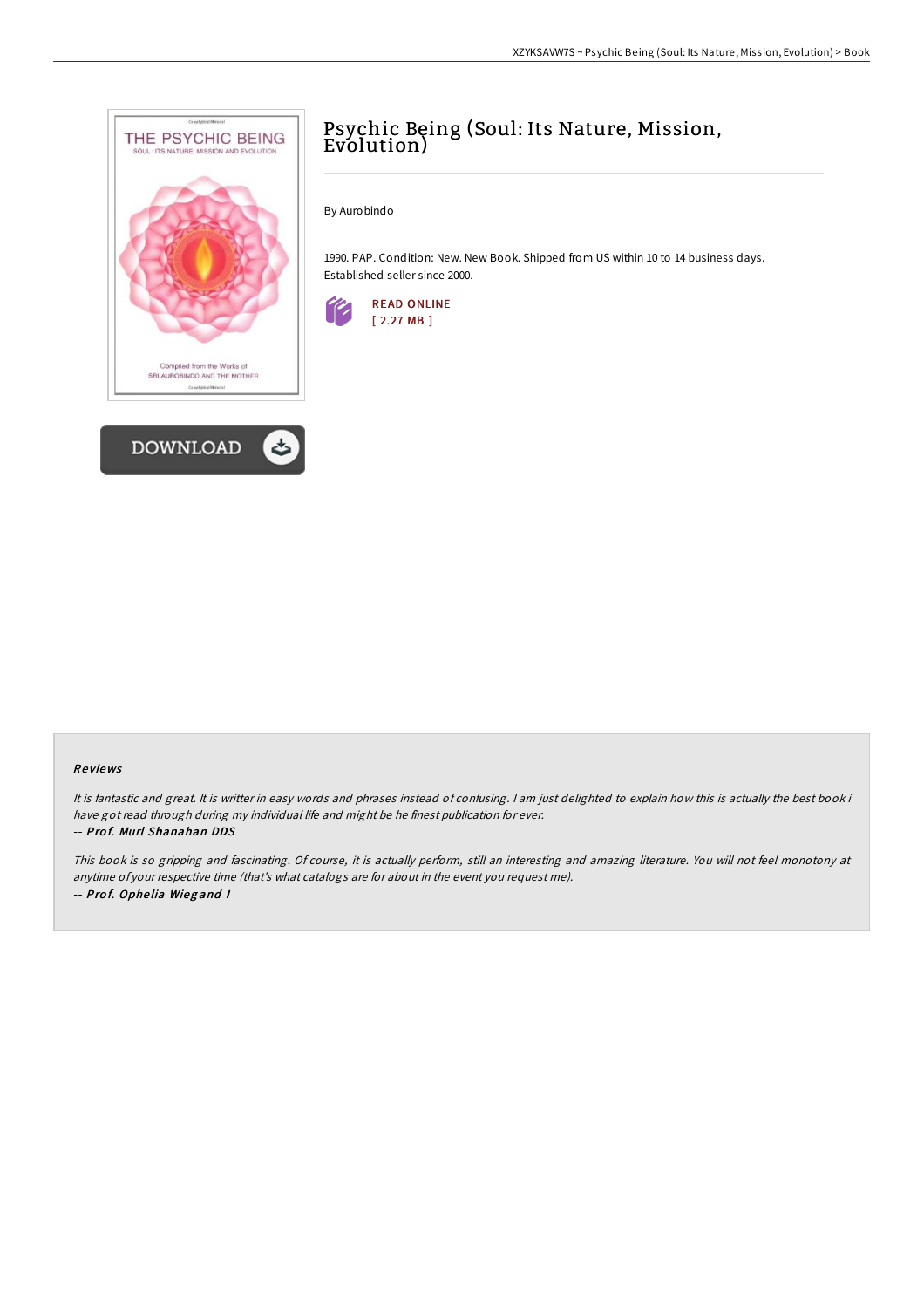# Psychic Being (Soul: Its Nature, Mission, Evolution)

By Aurobindo

1990. PAP. Condition: New. New Book. Shipped from US within 10 to 14 business days. Established seller since 2000.

READ ONLINE
[ 2.27 MB ]

DOWNLOAD

## Reviews

*It is fantastic and great. It is writter in easy words and phrases instead of confusing. I am just delighted to explain how this is actually the best book i have got read through during my individual life and might be he finest publication for ever.*
*-- **Prof. Murl Shanahan DDS***

*This book is so gripping and fascinating. Of course, it is actually perform, still an interesting and amazing literature. You will not feel monotony at anytime of your respective time (that's what catalogs are for about in the event you request me).*
*-- **Prof. Ophelia Wiegand I***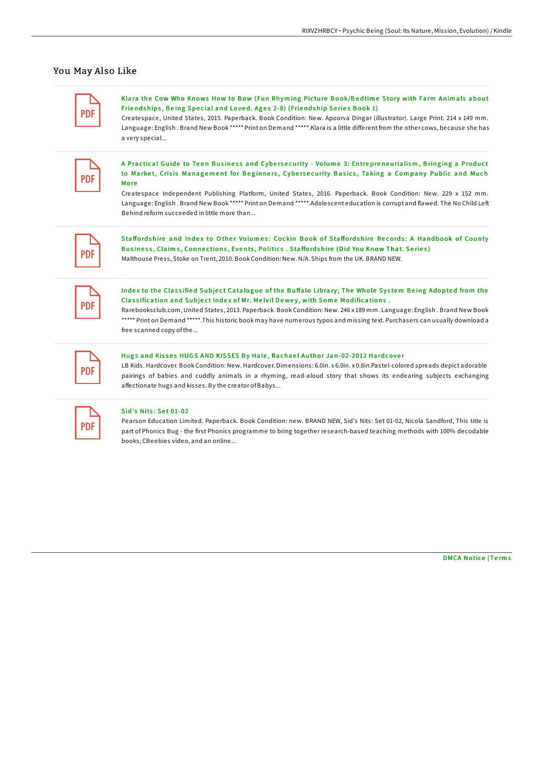## You May Also Like

**Klara the Cow Who Knows How to Bow (Fun Rhyming Picture Book/Bedtime Story with Farm Animals about Friendships, Being Special and Loved. Ages 2-8) (Friendship Series Book 1)**

Createspace, United States, 2015. Paperback. Book Condition: New. Apoorva Dingar (illustrator). Large Print. 214 x 149 mm. Language: English . Brand New Book ***** Print on Demand *****.Klara is a little different from the other cows, because she has a very special...

**A Practical Guide to Teen Business and Cybersecurity - Volume 3: Entrepreneurialism, Bringing a Product to Market, Crisis Management for Beginners, Cybersecurity Basics, Taking a Company Public and Much More**

Createspace Independent Publishing Platform, United States, 2016. Paperback. Book Condition: New. 229 x 152 mm. Language: English . Brand New Book ***** Print on Demand *****.Adolescent education is corrupt and flawed. The No Child Left Behind reform succeeded in little more than...

**Staffordshire and Index to Other Volumes: Cockin Book of Staffordshire Records: A Handbook of County Business, Claims, Connections, Events, Politics . Staffordshire (Did You Know That. Series)**

Malthouse Press, Stoke on Trent, 2010. Book Condition: New. N/A. Ships from the UK. BRAND NEW.

**Index to the Classified Subject Catalogue of the Buffalo Library; The Whole System Being Adopted from the Classification and Subject Index of Mr. Melvil Dewey, with Some Modifications .**

Rarebooksclub.com, United States, 2013. Paperback. Book Condition: New. 246 x 189 mm. Language: English . Brand New Book ***** Print on Demand *****.This historic book may have numerous typos and missing text. Purchasers can usually download a free scanned copy of the...

**Hugs and Kisses HUGS AND KISSES By Hale, Rachael Author Jan-02-2012 Hardcover**

LB Kids. Hardcover. Book Condition: New. Hardcover. Dimensions: 6.0in. x 6.0in. x 0.8in.Pastel-colored spreads depict adorable pairings of babies and cuddly animals in a rhyming, read-aloud story that shows its endearing subjects exchanging affectionate hugs and kisses. By the creator of Babys...

**Sid's Nits: Set 01-02**

Pearson Education Limited. Paperback. Book Condition: new. BRAND NEW, Sid's Nits: Set 01-02, Nicola Sandford, This title is part of Phonics Bug - the first Phonics programme to bring together research-based teaching methods with 100% decodable books, CBeebies video, and an online...

DMCA Notice | Terms